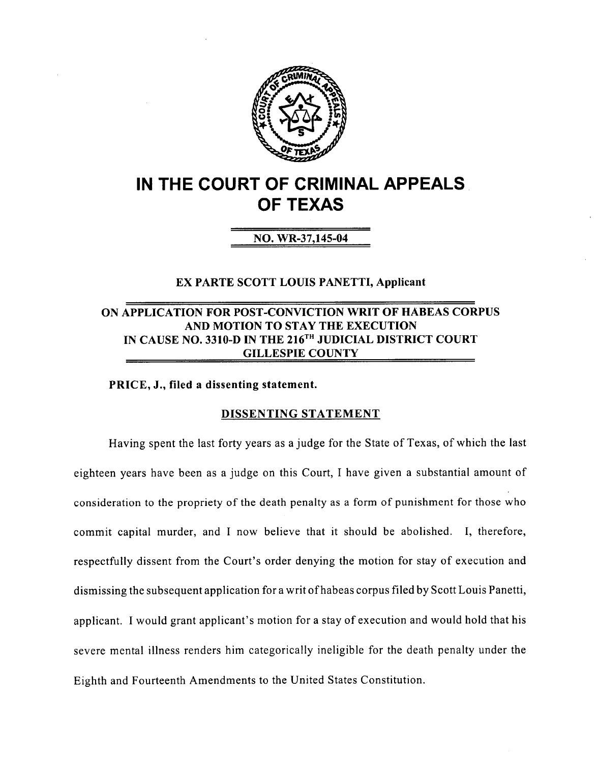# IN THE COURT OF CRIMINAL APPEALS OF TEXAS

**NO. WR-37,145-04**

**EX PARTE SCOTT LOUIS PANETTI, Applicant**

**ON APPLICATION FOR POST-CONVICTION WRIT OF HABEAS CORPUS AND MOTION TO STAY THE EXECUTION IN CAUSE NO. 3310-D IN THE 216TH JUDICIAL DISTRICT COURT GILLESPIE COUNTY**

**PRICE, J., filed a dissenting statement.**

## DISSENTING STATEMENT

Having spent the last forty years as a judge for the State of Texas, of which the last eighteen years have been as a judge on this Court, I have given a substantial amount of consideration to the propriety of the death penalty as a form of punishment for those who commit capital murder, and I now believe that it should be abolished. I, therefore, respectfully dissent from the Court's order denying the motion for stay of execution and dismissing the subsequent application for a writ of habeas corpus filed by Scott Louis Panetti, applicant. I would grant applicant's motion for a stay of execution and would hold that his severe mental illness renders him categorically ineligible for the death penalty under the Eighth and Fourteenth Amendments to the United States Constitution.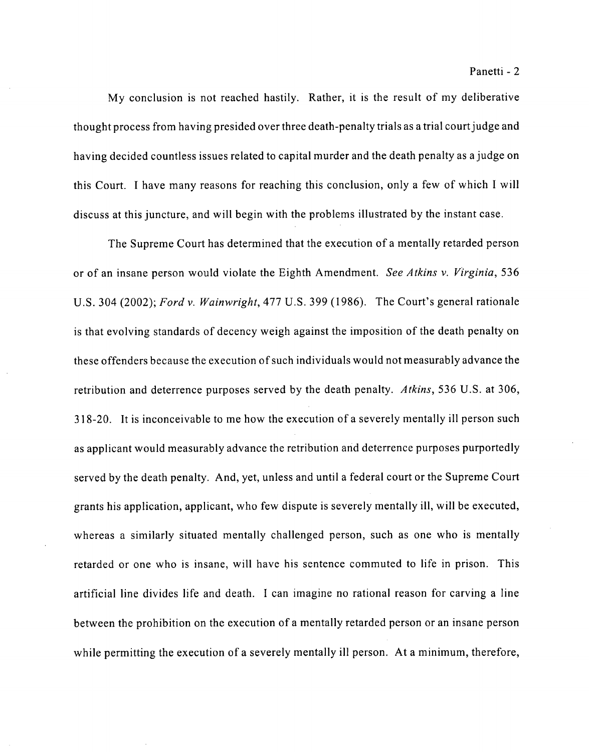My conclusion is not reached hastily. Rather, it is the result of my deliberative thought process from having presided over three death-penalty trials as a trial court judge and having decided countless issues related to capital murder and the death penalty as a judge on this Court. I have many reasons for reaching this conclusion, only a few of which I will discuss at this juncture, and will begin with the problems illustrated by the instant case.

The Supreme Court has determined that the execution of a mentally retarded person or of an insane person would violate the Eighth Amendment. *See Atkins v. Virginia*, 536 U.S. 304 (2002); *Ford v. Wainwright*, 477 U.S. 399 (1986). The Court's general rationale is that evolving standards of decency weigh against the imposition of the death penalty on these offenders because the execution of such individuals would not measurably advance the retribution and deterrence purposes served by the death penalty. *Atkins*, 536 U.S. at 306, 318-20. It is inconceivable to me how the execution of a severely mentally ill person such as applicant would measurably advance the retribution and deterrence purposes purportedly served by the death penalty. And, yet, unless and until a federal court or the Supreme Court grants his application, applicant, who few dispute is severely mentally ill, will be executed, whereas a similarly situated mentally challenged person, such as one who is mentally retarded or one who is insane, will have his sentence commuted to life in prison. This artificial line divides life and death. I can imagine no rational reason for carving a line between the prohibition on the execution of a mentally retarded person or an insane person while permitting the execution of a severely mentally ill person. At a minimum, therefore,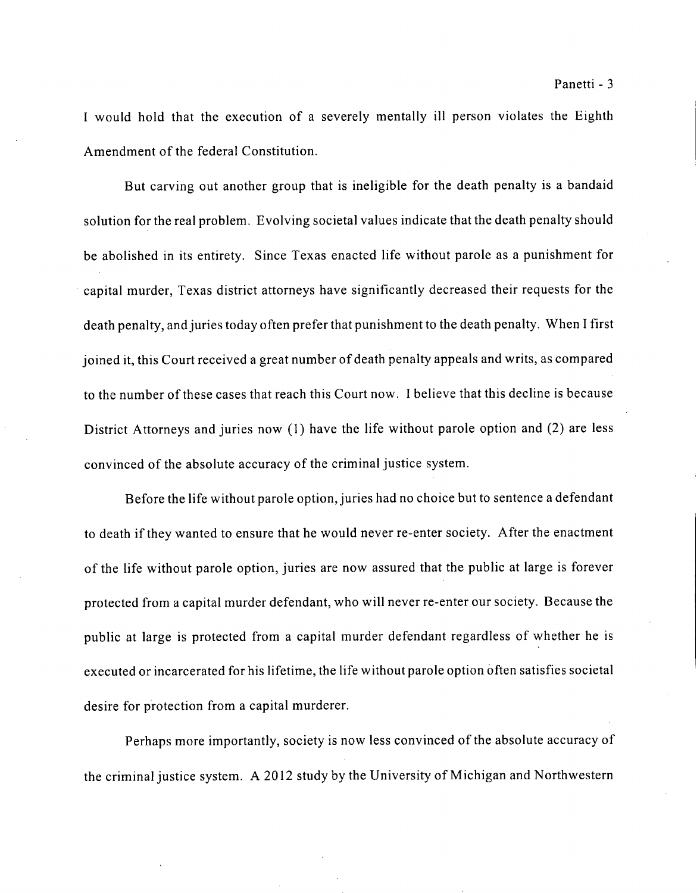I would hold that the execution of a severely mentally ill person violates the Eighth Amendment of the federal Constitution.

But carving out another group that is ineligible for the death penalty is a bandaid solution for the real problem. Evolving societal values indicate that the death penalty should be abolished in its entirety. Since Texas enacted life without parole as a punishment for capital murder, Texas district attorneys have significantly decreased their requests for the death penalty, and juries today often prefer that punishment to the death penalty. When I first joined it, this Court received a great number of death penalty appeals and writs, as compared to the number of these cases that reach this Court now. I believe that this decline is because District Attorneys and juries now (1) have the life without parole option and (2) are less convinced of the absolute accuracy of the criminal justice system.

Before the life without parole option, juries had no choice but to sentence a defendant to death if they wanted to ensure that he would never re-enter society. After the enactment of the life without parole option, juries are now assured that the public at large is forever protected from a capital murder defendant, who will never re-enter our society. Because the public at large is protected from a capital murder defendant regardless of whether he is executed or incarcerated for his lifetime, the life without parole option often satisfies societal desire for protection from a capital murderer.

Perhaps more importantly, society is now less convinced of the absolute accuracy of the criminal justice system. A 2012 study by the University of Michigan and Northwestern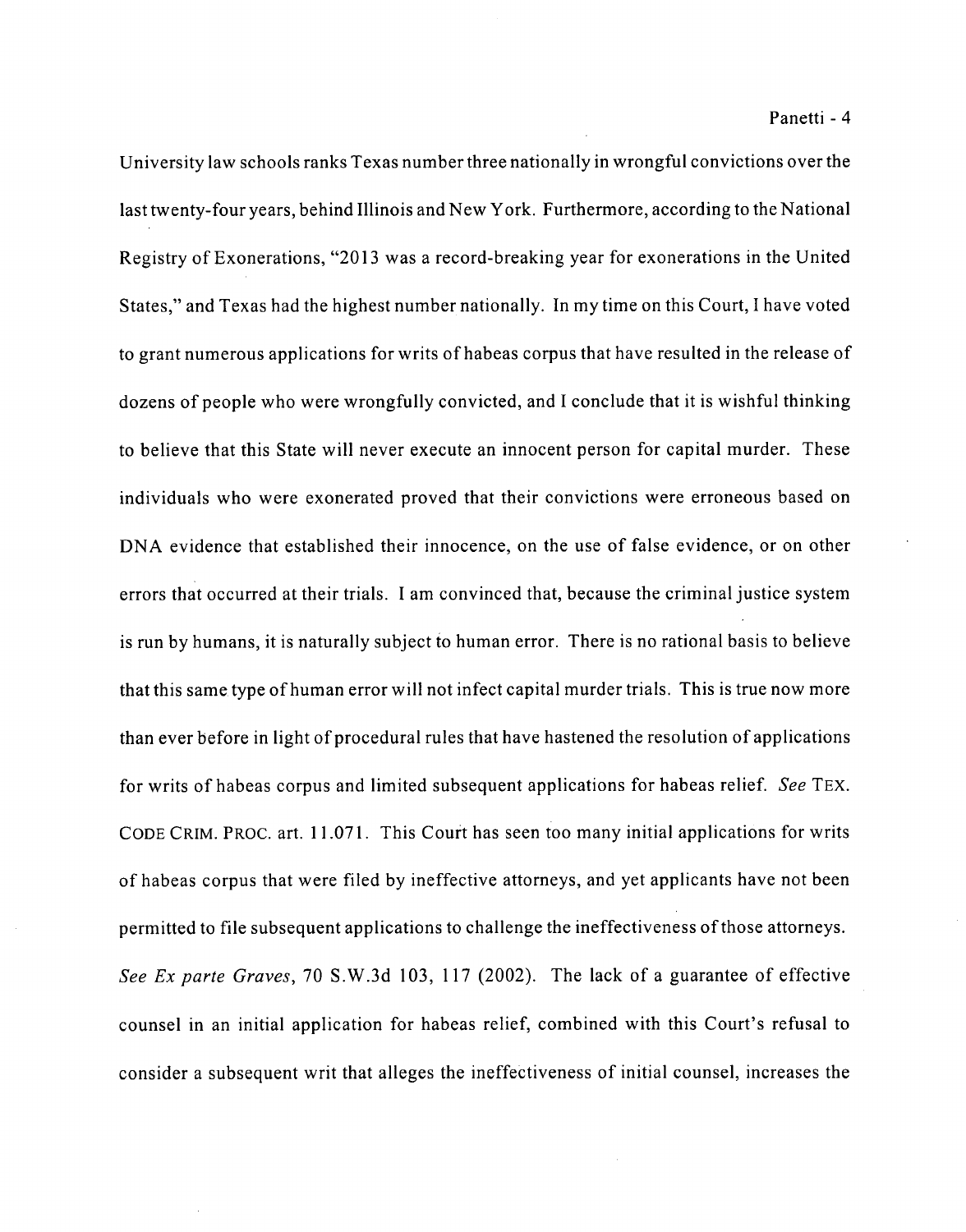University law schools ranks Texas number three nationally in wrongful convictions over the last twenty-four years, behind Illinois and New York. Furthermore, according to the National Registry of Exonerations, "2013 was a record-breaking year for exonerations in the United States," and Texas had the highest number nationally. In my time on this Court, I have voted to grant numerous applications for writs of habeas corpus that have resulted in the release of dozens of people who were wrongfully convicted, and I conclude that it is wishful thinking to believe that this State will never execute an innocent person for capital murder. These individuals who were exonerated proved that their convictions were erroneous based on DNA evidence that established their innocence, on the use of false evidence, or on other errors that occurred at their trials. I am convinced that, because the criminal justice system is run by humans, it is naturally subject to human error. There is no rational basis to believe that this same type of human error will not infect capital murder trials. This is true now more than ever before in light of procedural rules that have hastened the resolution of applications for writs of habeas corpus and limited subsequent applications for habeas relief. *See* TEX. CODE CRIM. PROC. art. 11.071. This Court has seen too many initial applications for writs of habeas corpus that were filed by ineffective attorneys, and yet applicants have not been permitted to file subsequent applications to challenge the ineffectiveness of those attorneys. *See Ex parte Graves*, 70 S.W.3d 103, 117 (2002). The lack of a guarantee of effective counsel in an initial application for habeas relief, combined with this Court's refusal to consider a subsequent writ that alleges the ineffectiveness of initial counsel, increases the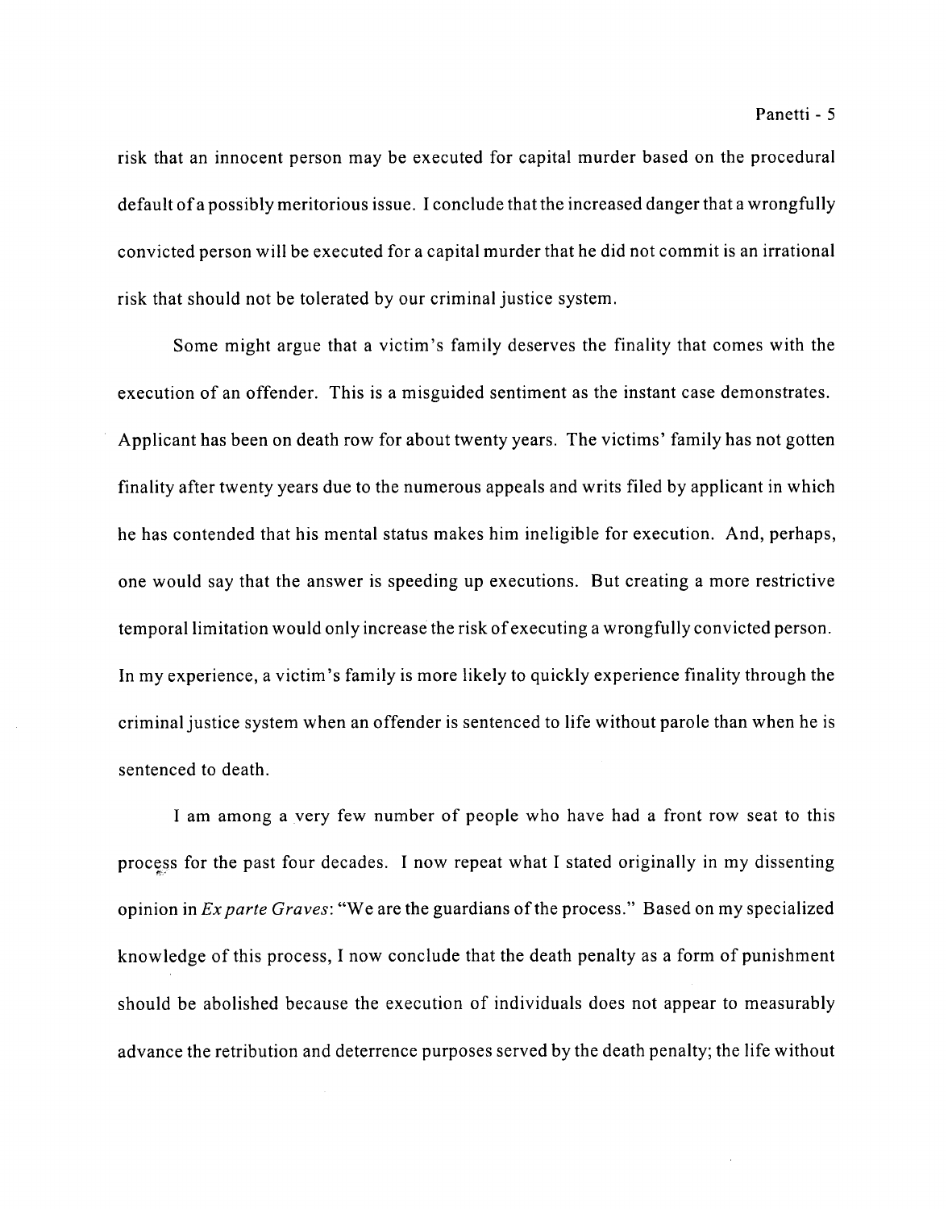risk that an innocent person may be executed for capital murder based on the procedural default of a possibly meritorious issue. I conclude that the increased danger that a wrongfully convicted person will be executed for a capital murder that he did not commit is an irrational risk that should not be tolerated by our criminal justice system.

Some might argue that a victim's family deserves the finality that comes with the execution of an offender. This is a misguided sentiment as the instant case demonstrates. Applicant has been on death row for about twenty years. The victims' family has not gotten finality after twenty years due to the numerous appeals and writs filed by applicant in which he has contended that his mental status makes him ineligible for execution. And, perhaps, one would say that the answer is speeding up executions. But creating a more restrictive temporal limitation would only increase the risk of executing a wrongfully convicted person. In my experience, a victim's family is more likely to quickly experience finality through the criminal justice system when an offender is sentenced to life without parole than when he is sentenced to death.

I am among a very few number of people who have had a front row seat to this process for the past four decades. I now repeat what I stated originally in my dissenting opinion in *Ex parte Graves*: "We are the guardians of the process." Based on my specialized knowledge of this process, I now conclude that the death penalty as a form of punishment should be abolished because the execution of individuals does not appear to measurably advance the retribution and deterrence purposes served by the death penalty; the life without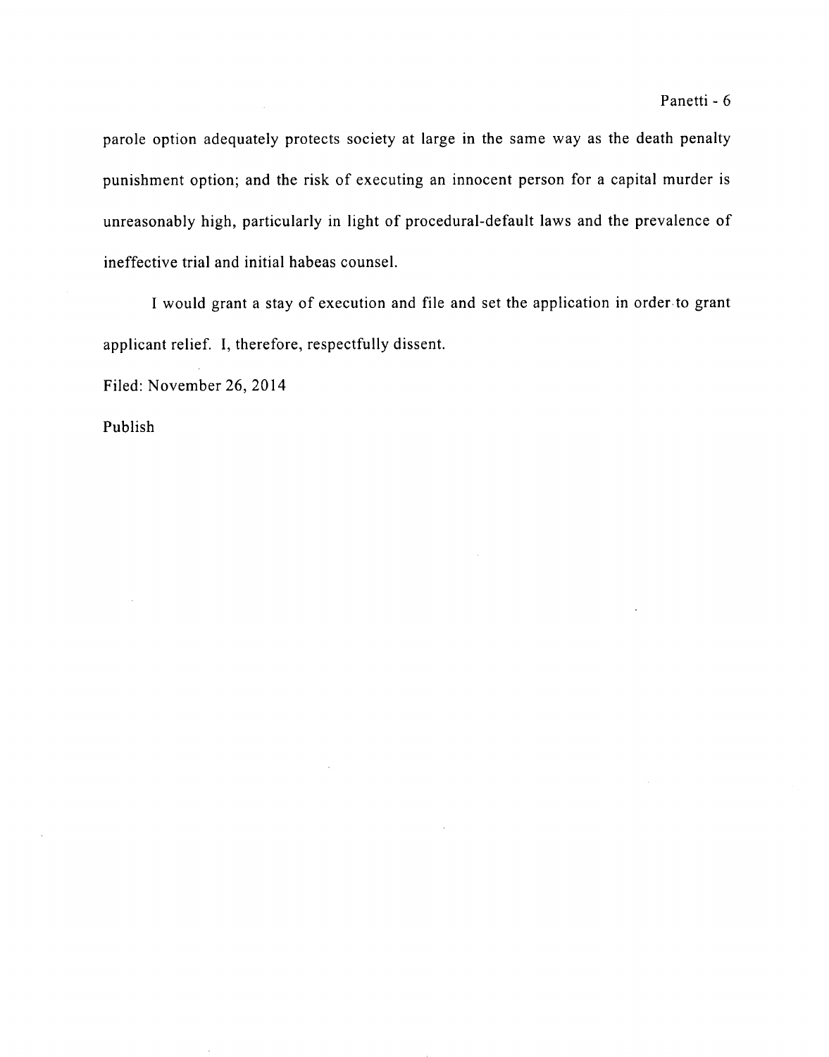parole option adequately protects society at large in the same way as the death penalty punishment option; and the risk of executing an innocent person for a capital murder is unreasonably high, particularly in light of procedural-default laws and the prevalence of ineffective trial and initial habeas counsel.

I would grant a stay of execution and file and set the application in order to grant applicant relief. I, therefore, respectfully dissent.

Filed: November 26, 2014

Publish